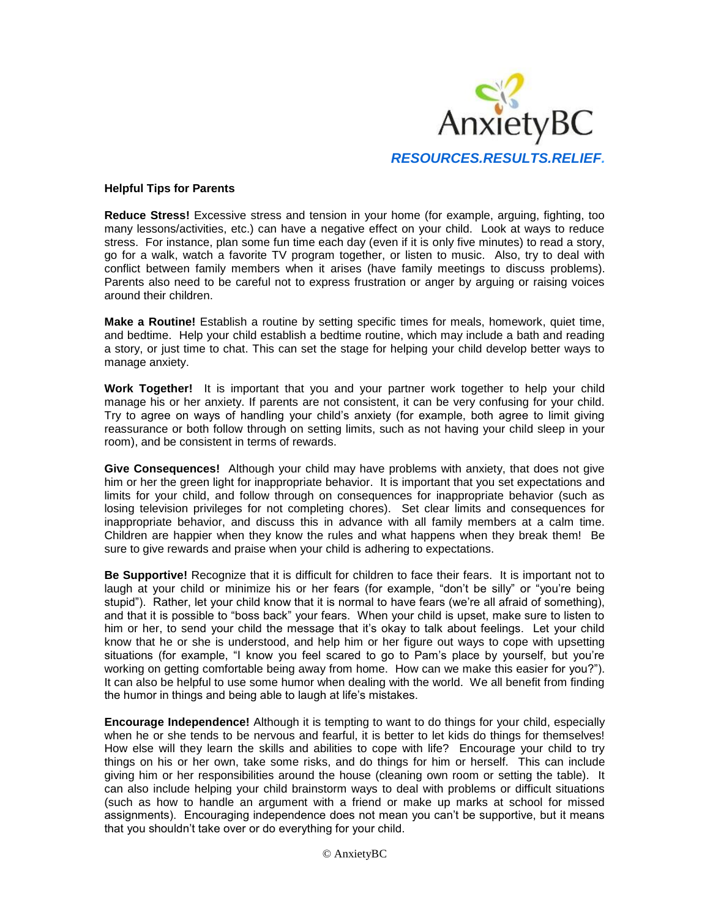AnxietyBC

*RESOURCES.RESULTS.RELIEF.*

## Helpful Tips for Parents

**Reduce Stress!** Excessive stress and tension in your home (for example, arguing, fighting, too many lessons/activities, etc.) can have a negative effect on your child. Look at ways to reduce stress. For instance, plan some fun time each day (even if it is only five minutes) to read a story, go for a walk, watch a favorite TV program together, or listen to music. Also, try to deal with conflict between family members when it arises (have family meetings to discuss problems). Parents also need to be careful not to express frustration or anger by arguing or raising voices around their children.

**Make a Routine!** Establish a routine by setting specific times for meals, homework, quiet time, and bedtime. Help your child establish a bedtime routine, which may include a bath and reading a story, or just time to chat. This can set the stage for helping your child develop better ways to manage anxiety.

**Work Together!** It is important that you and your partner work together to help your child manage his or her anxiety. If parents are not consistent, it can be very confusing for your child. Try to agree on ways of handling your child's anxiety (for example, both agree to limit giving reassurance or both follow through on setting limits, such as not having your child sleep in your room), and be consistent in terms of rewards.

**Give Consequences!** Although your child may have problems with anxiety, that does not give him or her the green light for inappropriate behavior. It is important that you set expectations and limits for your child, and follow through on consequences for inappropriate behavior (such as losing television privileges for not completing chores). Set clear limits and consequences for inappropriate behavior, and discuss this in advance with all family members at a calm time. Children are happier when they know the rules and what happens when they break them! Be sure to give rewards and praise when your child is adhering to expectations.

**Be Supportive!** Recognize that it is difficult for children to face their fears. It is important not to laugh at your child or minimize his or her fears (for example, "don't be silly" or "you're being stupid"). Rather, let your child know that it is normal to have fears (we're all afraid of something), and that it is possible to "boss back" your fears. When your child is upset, make sure to listen to him or her, to send your child the message that it's okay to talk about feelings. Let your child know that he or she is understood, and help him or her figure out ways to cope with upsetting situations (for example, "I know you feel scared to go to Pam's place by yourself, but you're working on getting comfortable being away from home. How can we make this easier for you?"). It can also be helpful to use some humor when dealing with the world. We all benefit from finding the humor in things and being able to laugh at life's mistakes.

**Encourage Independence!** Although it is tempting to want to do things for your child, especially when he or she tends to be nervous and fearful, it is better to let kids do things for themselves! How else will they learn the skills and abilities to cope with life? Encourage your child to try things on his or her own, take some risks, and do things for him or herself. This can include giving him or her responsibilities around the house (cleaning own room or setting the table). It can also include helping your child brainstorm ways to deal with problems or difficult situations (such as how to handle an argument with a friend or make up marks at school for missed assignments). Encouraging independence does not mean you can't be supportive, but it means that you shouldn't take over or do everything for your child.

© AnxietyBC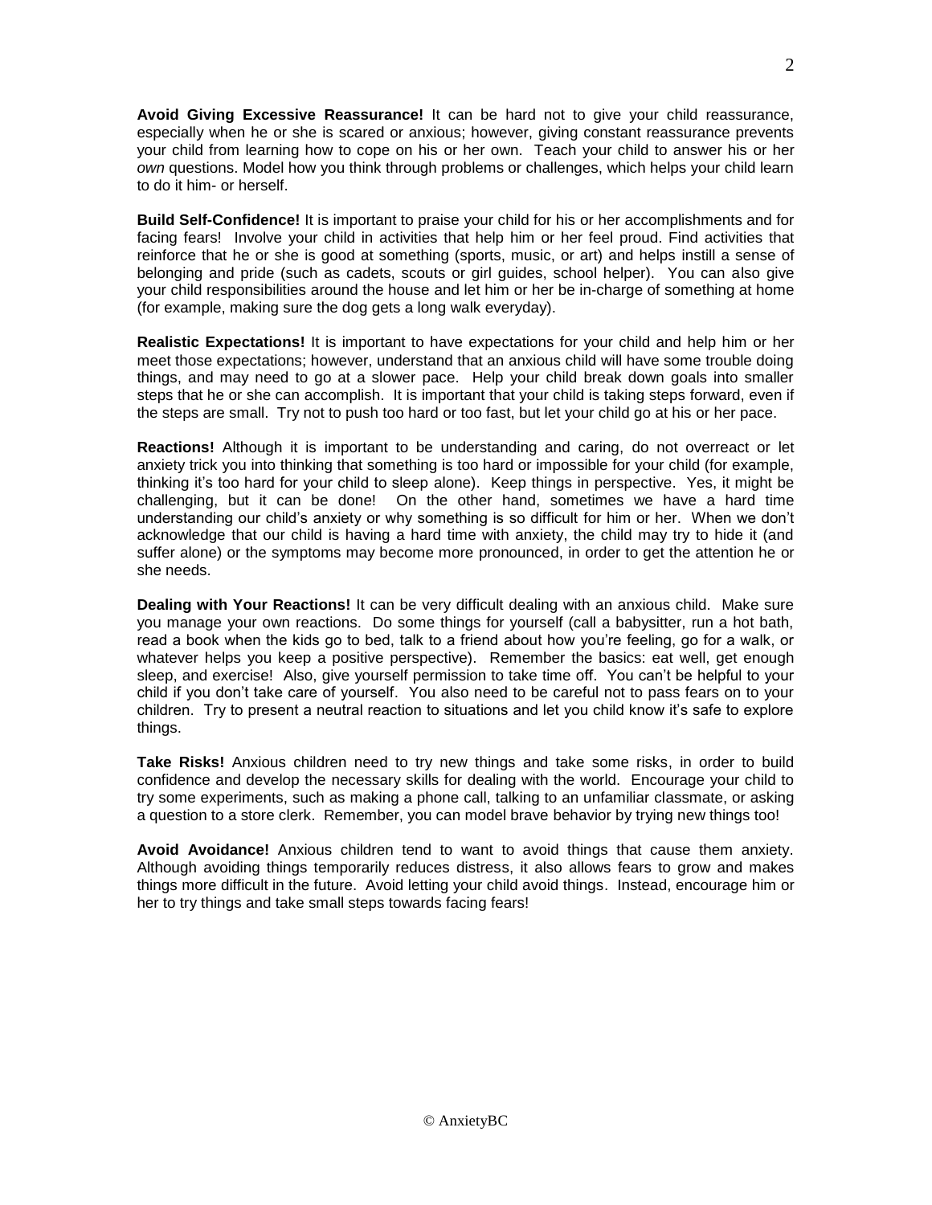**Avoid Giving Excessive Reassurance!** It can be hard not to give your child reassurance, especially when he or she is scared or anxious; however, giving constant reassurance prevents your child from learning how to cope on his or her own. Teach your child to answer his or her *own* questions. Model how you think through problems or challenges, which helps your child learn to do it him- or herself.

**Build Self-Confidence!** It is important to praise your child for his or her accomplishments and for facing fears! Involve your child in activities that help him or her feel proud. Find activities that reinforce that he or she is good at something (sports, music, or art) and helps instill a sense of belonging and pride (such as cadets, scouts or girl guides, school helper). You can also give your child responsibilities around the house and let him or her be in-charge of something at home (for example, making sure the dog gets a long walk everyday).

**Realistic Expectations!** It is important to have expectations for your child and help him or her meet those expectations; however, understand that an anxious child will have some trouble doing things, and may need to go at a slower pace. Help your child break down goals into smaller steps that he or she can accomplish. It is important that your child is taking steps forward, even if the steps are small. Try not to push too hard or too fast, but let your child go at his or her pace.

**Reactions!** Although it is important to be understanding and caring, do not overreact or let anxiety trick you into thinking that something is too hard or impossible for your child (for example, thinking it's too hard for your child to sleep alone). Keep things in perspective. Yes, it might be challenging, but it can be done! On the other hand, sometimes we have a hard time understanding our child's anxiety or why something is so difficult for him or her. When we don't acknowledge that our child is having a hard time with anxiety, the child may try to hide it (and suffer alone) or the symptoms may become more pronounced, in order to get the attention he or she needs.

**Dealing with Your Reactions!** It can be very difficult dealing with an anxious child. Make sure you manage your own reactions. Do some things for yourself (call a babysitter, run a hot bath, read a book when the kids go to bed, talk to a friend about how you're feeling, go for a walk, or whatever helps you keep a positive perspective). Remember the basics: eat well, get enough sleep, and exercise! Also, give yourself permission to take time off. You can't be helpful to your child if you don't take care of yourself. You also need to be careful not to pass fears on to your children. Try to present a neutral reaction to situations and let you child know it's safe to explore things.

**Take Risks!** Anxious children need to try new things and take some risks, in order to build confidence and develop the necessary skills for dealing with the world. Encourage your child to try some experiments, such as making a phone call, talking to an unfamiliar classmate, or asking a question to a store clerk. Remember, you can model brave behavior by trying new things too!

**Avoid Avoidance!** Anxious children tend to want to avoid things that cause them anxiety. Although avoiding things temporarily reduces distress, it also allows fears to grow and makes things more difficult in the future. Avoid letting your child avoid things. Instead, encourage him or her to try things and take small steps towards facing fears!

© AnxietyBC